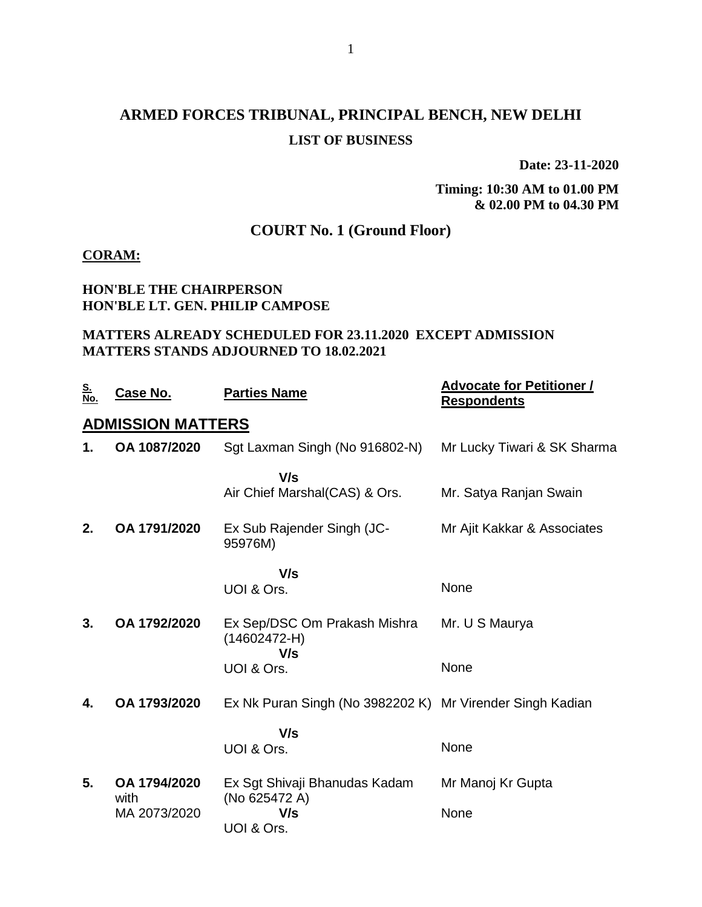# ARMED FORCES TRIBUNAL, PRINCIPAL BENCH, NEW DELHI

## LIST OF BUSINESS

**Date: 23-11-2020**

**Timing: 10:30 AM to 01.00 PM & 02.00 PM to 04.30 PM**

## COURT No. 1 (Ground Floor)

**CORAM:**

**HON'BLE THE CHAIRPERSON**
**HON'BLE LT. GEN. PHILIP CAMPOSE**

**MATTERS ALREADY SCHEDULED FOR 23.11.2020 EXCEPT ADMISSION MATTERS STANDS ADJOURNED TO 18.02.2021**

| S. No. | Case No. | Parties Name | Advocate for Petitioner / Respondents |
|---|---|---|---|
| **ADMISSION MATTERS** | | | |
| **1.** | **OA 1087/2020** | Sgt Laxman Singh (No 916802-N) | Mr Lucky Tiwari & SK Sharma |
| | | **V/s** | |
| | | Air Chief Marshal(CAS) & Ors. | Mr. Satya Ranjan Swain |
| **2.** | **OA 1791/2020** | Ex Sub Rajender Singh (JC-95976M) | Mr Ajit Kakkar & Associates |
| | | **V/s** | |
| | | UOI & Ors. | None |
| **3.** | **OA 1792/2020** | Ex Sep/DSC Om Prakash Mishra (14602472-H) | Mr. U S Maurya |
| | | **V/s** | |
| | | UOI & Ors. | None |
| **4.** | **OA 1793/2020** | Ex Nk Puran Singh (No 3982202 K) | Mr Virender Singh Kadian |
| | | **V/s** | |
| | | UOI & Ors. | None |
| **5.** | **OA 1794/2020** with MA 2073/2020 | Ex Sgt Shivaji Bhanudas Kadam (No 625472 A) | Mr Manoj Kr Gupta |
| | | **V/s** | |
| | | UOI & Ors. | None |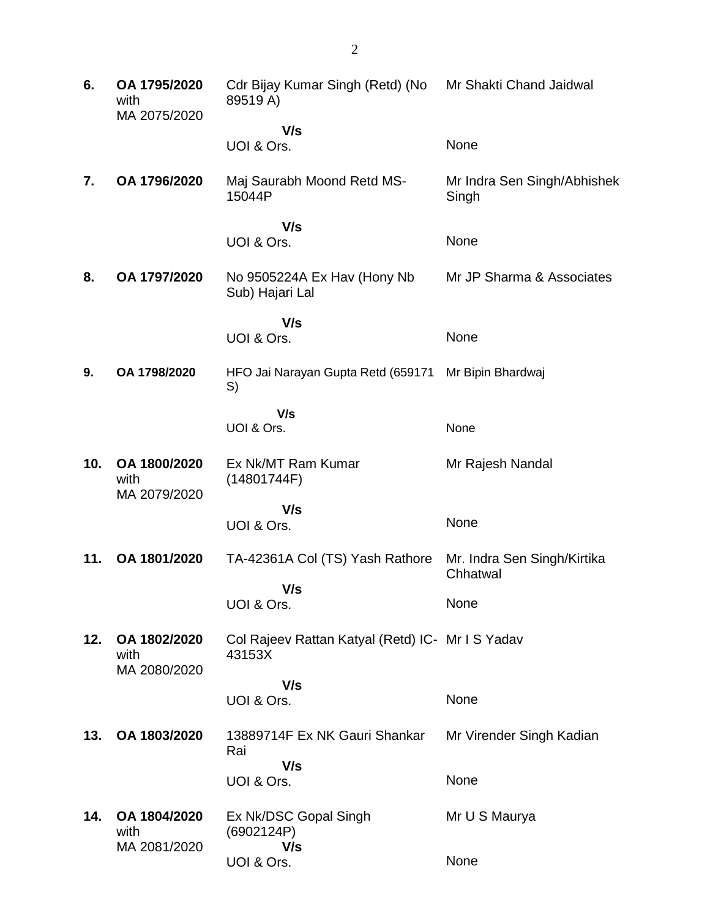| | | | |
|---|---|---|---|
| **6.** | **OA 1795/2020** with MA 2075/2020 | Cdr Bijay Kumar Singh (Retd) (No 89519 A) | Mr Shakti Chand Jaidwal |
| | | **V/s** UOI & Ors. | None |
| **7.** | **OA 1796/2020** | Maj Saurabh Moond Retd MS-15044P | Mr Indra Sen Singh/Abhishek Singh |
| | | **V/s** UOI & Ors. | None |
| **8.** | **OA 1797/2020** | No 9505224A Ex Hav (Hony Nb Sub) Hajari Lal | Mr JP Sharma & Associates |
| | | **V/s** UOI & Ors. | None |
| **9.** | **OA 1798/2020** | HFO Jai Narayan Gupta Retd (659171 S) | Mr Bipin Bhardwaj |
| | | **V/s** UOI & Ors. | None |
| **10.** | **OA 1800/2020** with MA 2079/2020 | Ex Nk/MT Ram Kumar (14801744F) | Mr Rajesh Nandal |
| | | **V/s** UOI & Ors. | None |
| **11.** | **OA 1801/2020** | TA-42361A Col (TS) Yash Rathore | Mr. Indra Sen Singh/Kirtika Chhatwal |
| | | **V/s** UOI & Ors. | None |
| **12.** | **OA 1802/2020** with MA 2080/2020 | Col Rajeev Rattan Katyal (Retd) IC-43153X | Mr I S Yadav |
| | | **V/s** UOI & Ors. | None |
| **13.** | **OA 1803/2020** | 13889714F Ex NK Gauri Shankar Rai | Mr Virender Singh Kadian |
| | | **V/s** UOI & Ors. | None |
| **14.** | **OA 1804/2020** with MA 2081/2020 | Ex Nk/DSC Gopal Singh (6902124P) | Mr U S Maurya |
| | | **V/s** UOI & Ors. | None |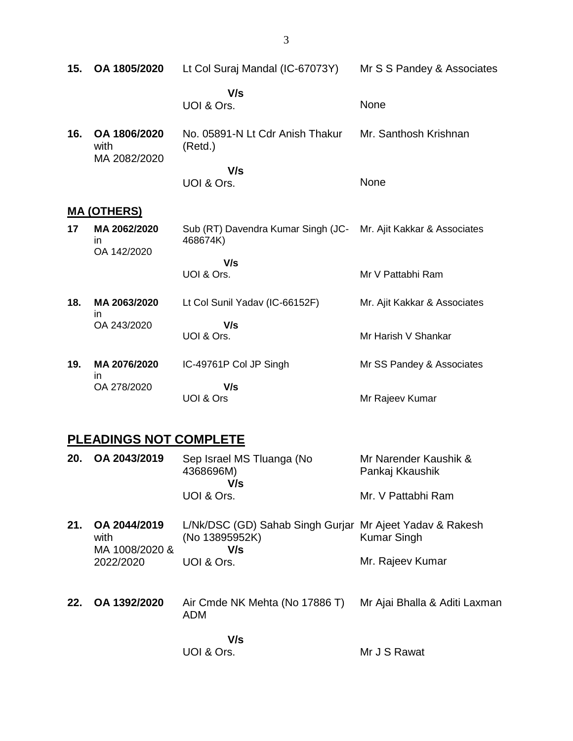| | | | |
|---|---|---|---|
| **15.** | **OA 1805/2020** | Lt Col Suraj Mandal (IC-67073Y) | Mr S S Pandey & Associates |
| | | **V/s** | |
| | | UOI & Ors. | None |
| **16.** | **OA 1806/2020** with MA 2082/2020 | No. 05891-N Lt Cdr Anish Thakur (Retd.) | Mr. Santhosh Krishnan |
| | | **V/s** | |
| | | UOI & Ors. | None |

## MA (OTHERS)

| | | | |
|---|---|---|---|
| **17** | **MA 2062/2020** in OA 142/2020 | Sub (RT) Davendra Kumar Singh (JC-468674K) | Mr. Ajit Kakkar & Associates |
| | | **V/s** | |
| | | UOI & Ors. | Mr V Pattabhi Ram |
| **18.** | **MA 2063/2020** in OA 243/2020 | Lt Col Sunil Yadav (IC-66152F) | Mr. Ajit Kakkar & Associates |
| | | **V/s** | |
| | | UOI & Ors. | Mr Harish V Shankar |
| **19.** | **MA 2076/2020** in OA 278/2020 | IC-49761P Col JP Singh | Mr SS Pandey & Associates |
| | | **V/s** | |
| | | UOI & Ors | Mr Rajeev Kumar |

## PLEADINGS NOT COMPLETE

| | | | |
|---|---|---|---|
| **20.** | **OA 2043/2019** | Sep Israel MS Tluanga (No 4368696M) | Mr Narender Kaushik & Pankaj Kkaushik |
| | | **V/s** | |
| | | UOI & Ors. | Mr. V Pattabhi Ram |
| **21.** | **OA 2044/2019** with MA 1008/2020 & 2022/2020 | L/Nk/DSC (GD) Sahab Singh Gurjar (No 13895952K) | Mr Ajeet Yadav & Rakesh Kumar Singh |
| | | **V/s** | |
| | | UOI & Ors. | Mr. Rajeev Kumar |
| **22.** | **OA 1392/2020** | Air Cmde NK Mehta (No 17886 T) ADM | Mr Ajai Bhalla & Aditi Laxman |
| | | **V/s** | |
| | | UOI & Ors. | Mr J S Rawat |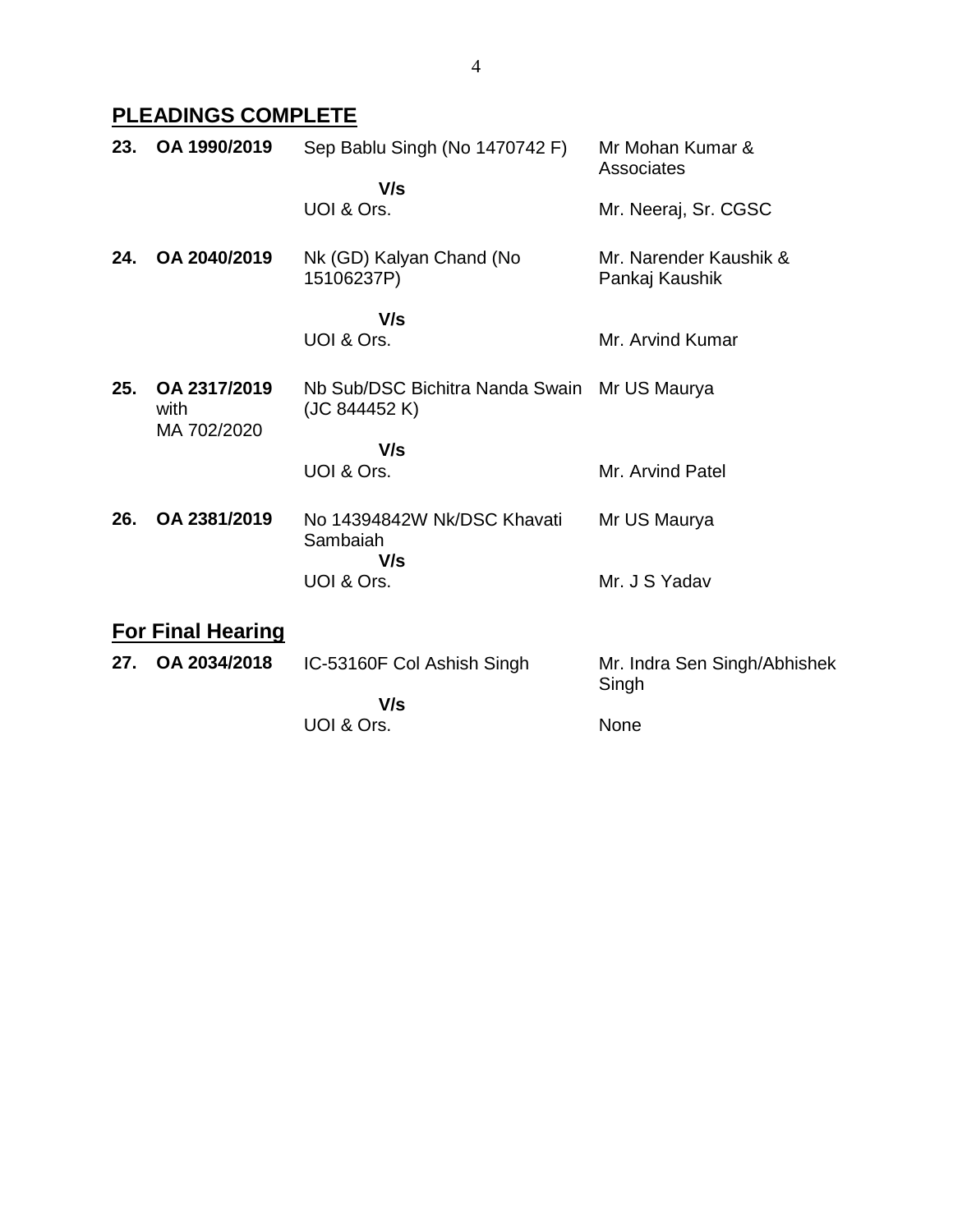## PLEADINGS COMPLETE

| | | | |
|---|---|---|---|
| **23.** | **OA 1990/2019** | Sep Bablu Singh (No 1470742 F)<br>**V/s**<br>UOI & Ors. | Mr Mohan Kumar & Associates<br><br>Mr. Neeraj, Sr. CGSC |
| **24.** | **OA 2040/2019** | Nk (GD) Kalyan Chand (No 15106237P)<br>**V/s**<br>UOI & Ors. | Mr. Narender Kaushik & Pankaj Kaushik<br><br>Mr. Arvind Kumar |
| **25.** | **OA 2317/2019** with MA 702/2020 | Nb Sub/DSC Bichitra Nanda Swain (JC 844452 K)<br>**V/s**<br>UOI & Ors. | Mr US Maurya<br><br>Mr. Arvind Patel |
| **26.** | **OA 2381/2019** | No 14394842W Nk/DSC Khavati Sambaiah<br>**V/s**<br>UOI & Ors. | Mr US Maurya<br><br>Mr. J S Yadav |

## For Final Hearing

| | | | |
|---|---|---|---|
| **27.** | **OA 2034/2018** | IC-53160F Col Ashish Singh<br>**V/s**<br>UOI & Ors. | Mr. Indra Sen Singh/Abhishek Singh<br><br>None |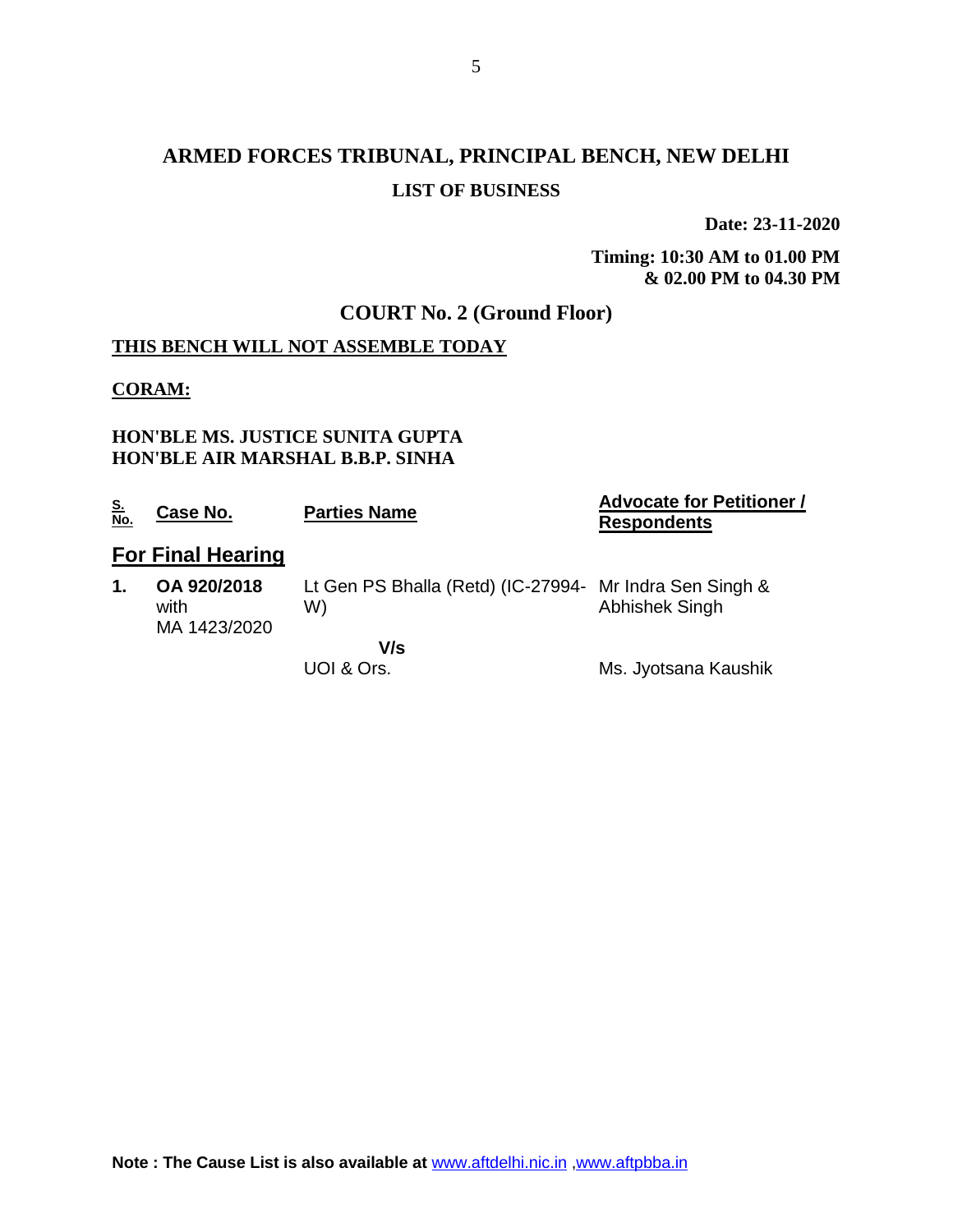# ARMED FORCES TRIBUNAL, PRINCIPAL BENCH, NEW DELHI

## LIST OF BUSINESS

**Date: 23-11-2020**

**Timing: 10:30 AM to 01.00 PM**
**& 02.00 PM to 04.30 PM**

## COURT No. 2 (Ground Floor)

**THIS BENCH WILL NOT ASSEMBLE TODAY**

**CORAM:**

**HON'BLE MS. JUSTICE SUNITA GUPTA**
**HON'BLE AIR MARSHAL B.B.P. SINHA**

| S. No. | Case No. | Parties Name | Advocate for Petitioner / Respondents |
|---|---|---|---|
| **For Final Hearing** | | | |
| **1.** | **OA 920/2018** with MA 1423/2020 | Lt Gen PS Bhalla (Retd) (IC-27994-W) | Mr Indra Sen Singh & Abhishek Singh |
| | | **V/s** | |
| | | UOI & Ors. | Ms. Jyotsana Kaushik |

**Note : The Cause List is also available at** www.aftdelhi.nic.in ,www.aftpbba.in